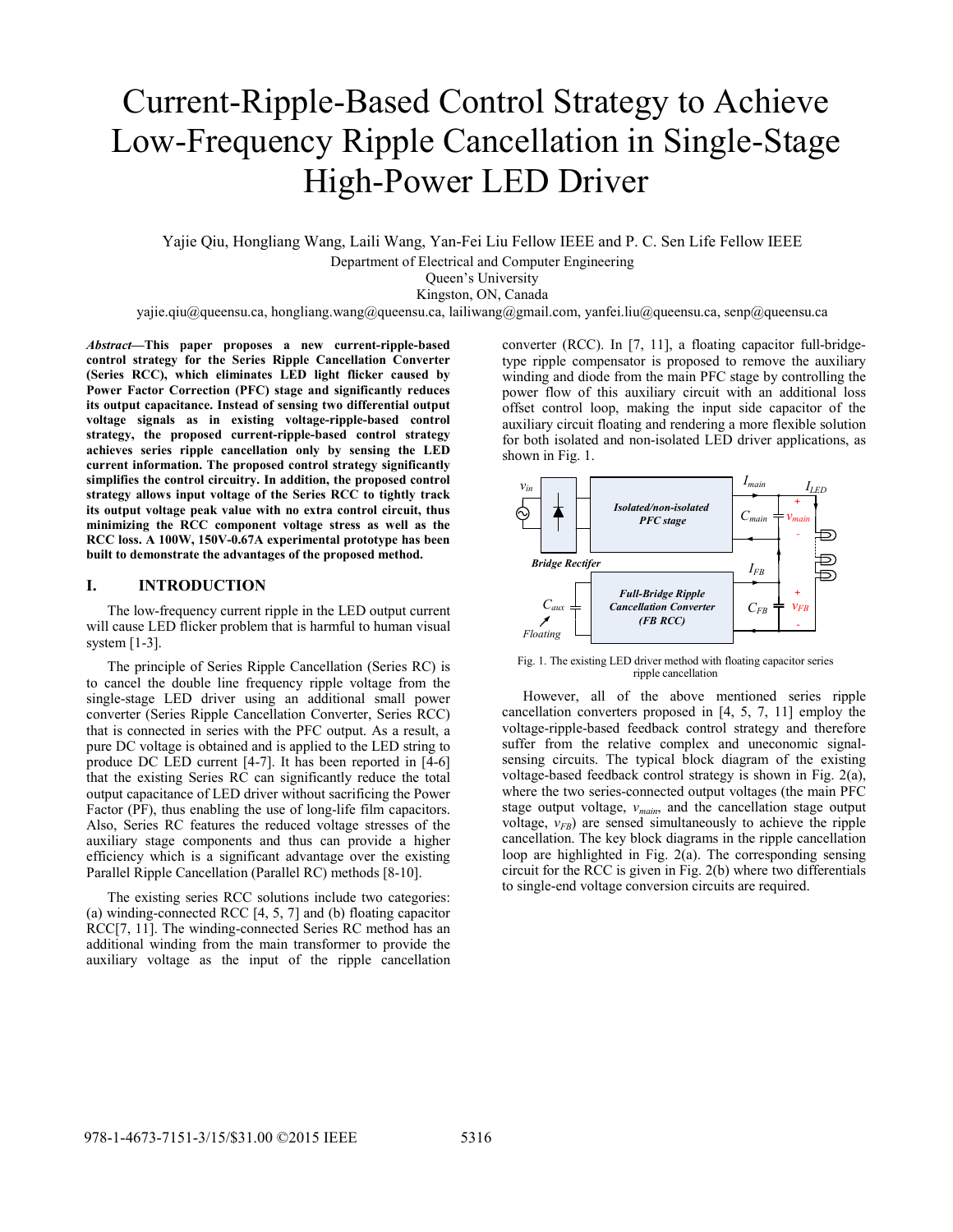# Current-Ripple-Based Control Strategy to Achieve Low-Frequency Ripple Cancellation in Single-Stage High-Power LED Driver

Yajie Qiu, Hongliang Wang, Laili Wang, Yan-Fei Liu Fellow IEEE and P. C. Sen Life Fellow IEEE

Department of Electrical and Computer Engineering

Queen's University

Kingston, ON, Canada

yajie.qiu@queensu.ca, hongliang.wang@queensu.ca, lailiwang@gmail.com, yanfei.liu@queensu.ca, senp@queensu.ca

***Abstract*—This paper proposes a new current-ripple-based control strategy for the Series Ripple Cancellation Converter (Series RCC), which eliminates LED light flicker caused by Power Factor Correction (PFC) stage and significantly reduces its output capacitance. Instead of sensing two differential output voltage signals as in existing voltage-ripple-based control strategy, the proposed current-ripple-based control strategy achieves series ripple cancellation only by sensing the LED current information. The proposed control strategy significantly simplifies the control circuitry. In addition, the proposed control strategy allows input voltage of the Series RCC to tightly track its output voltage peak value with no extra control circuit, thus minimizing the RCC component voltage stress as well as the RCC loss. A 100W, 150V-0.67A experimental prototype has been built to demonstrate the advantages of the proposed method.**

## I. INTRODUCTION

The low-frequency current ripple in the LED output current will cause LED flicker problem that is harmful to human visual system [1-3].

The principle of Series Ripple Cancellation (Series RC) is to cancel the double line frequency ripple voltage from the single-stage LED driver using an additional small power converter (Series Ripple Cancellation Converter, Series RCC) that is connected in series with the PFC output. As a result, a pure DC voltage is obtained and is applied to the LED string to produce DC LED current [4-7]. It has been reported in [4-6] that the existing Series RC can significantly reduce the total output capacitance of LED driver without sacrificing the Power Factor (PF), thus enabling the use of long-life film capacitors. Also, Series RC features the reduced voltage stresses of the auxiliary stage components and thus can provide a higher efficiency which is a significant advantage over the existing Parallel Ripple Cancellation (Parallel RC) methods [8-10].

The existing series RCC solutions include two categories: (a) winding-connected RCC [4, 5, 7] and (b) floating capacitor RCC[7, 11]. The winding-connected Series RC method has an additional winding from the main transformer to provide the auxiliary voltage as the input of the ripple cancellation converter (RCC). In [7, 11], a floating capacitor full-bridge-type ripple compensator is proposed to remove the auxiliary winding and diode from the main PFC stage by controlling the power flow of this auxiliary circuit with an additional loss offset control loop, making the input side capacitor of the auxiliary circuit floating and rendering a more flexible solution for both isolated and non-isolated LED driver applications, as shown in Fig. 1.

Fig. 1. The existing LED driver method with floating capacitor series ripple cancellation

However, all of the above mentioned series ripple cancellation converters proposed in [4, 5, 7, 11] employ the voltage-ripple-based feedback control strategy and therefore suffer from the relative complex and uneconomic signal-sensing circuits. The typical block diagram of the existing voltage-based feedback control strategy is shown in Fig. 2(a), where the two series-connected output voltages (the main PFC stage output voltage, $v_{main}$, and the cancellation stage output voltage, $v_{FB}$) are sensed simultaneously to achieve the ripple cancellation. The key block diagrams in the ripple cancellation loop are highlighted in Fig. 2(a). The corresponding sensing circuit for the RCC is given in Fig. 2(b) where two differentials to single-end voltage conversion circuits are required.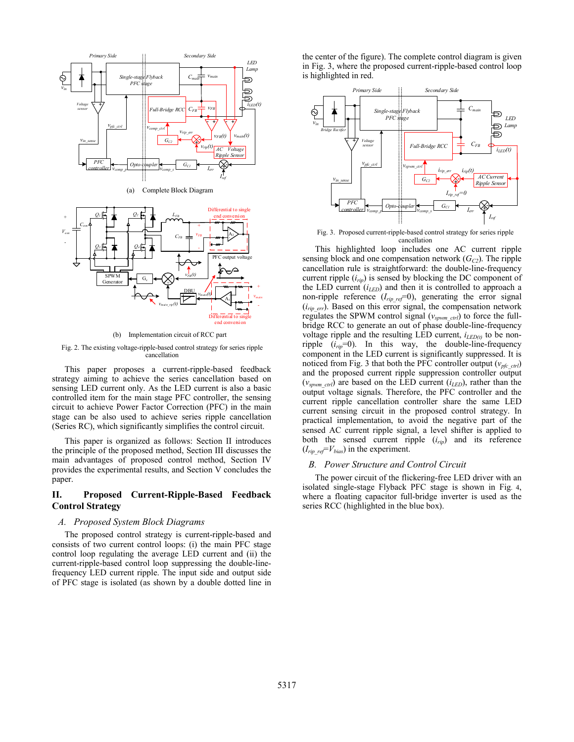(a) Complete Block Diagram

(b) Implementation circuit of RCC part

Fig. 2. The existing voltage-ripple-based control strategy for series ripple cancellation

This paper proposes a current-ripple-based feedback strategy aiming to achieve the series cancellation based on sensing LED current only. As the LED current is also a basic controlled item for the main stage PFC controller, the sensing circuit to achieve Power Factor Correction (PFC) in the main stage can be also used to achieve series ripple cancellation (Series RC), which significantly simplifies the control circuit.

This paper is organized as follows: Section II introduces the principle of the proposed method, Section III discusses the main advantages of proposed control method, Section IV provides the experimental results, and Section V concludes the paper.

## II. Proposed Current-Ripple-Based Feedback Control Strategy

### *A. Proposed System Block Diagrams*

The proposed control strategy is current-ripple-based and consists of two current control loops: (i) the main PFC stage control loop regulating the average LED current and (ii) the current-ripple-based control loop suppressing the double-line-frequency LED current ripple. The input side and output side of PFC stage is isolated (as shown by a double dotted line in the center of the figure). The complete control diagram is given in Fig. 3, where the proposed current-ripple-based control loop is highlighted in red.

Fig. 3. Proposed current-ripple-based control strategy for series ripple cancellation

This highlighted loop includes one AC current ripple sensing block and one compensation network ($G_{C2}$). The ripple cancellation rule is straightforward: the double-line-frequency current ripple ($i_{rip}$) is sensed by blocking the DC component of the LED current ($i_{LED}$) and then it is controlled to approach a non-ripple reference ($I_{rip\_ref}$=0), generating the error signal ($i_{rip\_err}$). Based on this error signal, the compensation network regulates the SPWM control signal ($v_{spwm\_ctrl}$) to force the full-bridge RCC to generate an out of phase double-line-frequency voltage ripple and the resulting LED current, $i_{LED(t)}$ to be non-ripple ($i_{rip}$=0). In this way, the double-line-frequency component in the LED current is significantly suppressed. It is noticed from Fig. 3 that both the PFC controller output ($v_{pfc\_ctrl}$) and the proposed current ripple suppression controller output ($v_{spwm\_ctrl}$) are based on the LED current ($i_{LED}$), rather than the output voltage signals. Therefore, the PFC controller and the current ripple cancellation controller share the same LED current sensing circuit in the proposed control strategy. In practical implementation, to avoid the negative part of the sensed AC current ripple signal, a level shifter is applied to both the sensed current ripple ($i_{rip}$) and its reference ($I_{rip\_ref}$=$V_{bias}$) in the experiment.

### *B. Power Structure and Control Circuit*

The power circuit of the flickering-free LED driver with an isolated single-stage Flyback PFC stage is shown in Fig. 4, where a floating capacitor full-bridge inverter is used as the series RCC (highlighted in the blue box).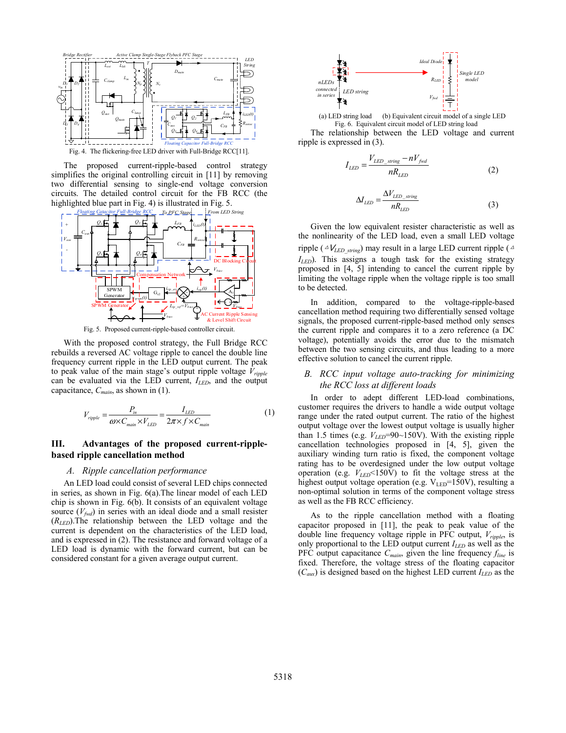Fig. 4. The flickering-free LED driver with Full-Bridge RCC[11].

The proposed current-ripple-based control strategy simplifies the original controlling circuit in [11] by removing two differential sensing to single-end voltage conversion circuits. The detailed control circuit for the FB RCC (the highlighted blue part in Fig. 4) is illustrated in Fig. 5.

Fig. 5. Proposed current-ripple-based controller circuit.

With the proposed control strategy, the Full Bridge RCC rebuilds a reversed AC voltage ripple to cancel the double line frequency current ripple in the LED output current. The peak to peak value of the main stage's output ripple voltage $V_{ripple}$ can be evaluated via the LED current, $I_{LED}$, and the output capacitance, $C_{main}$, as shown in (1).

$$V_{ripple} = \frac{P_{in}}{\omega \times C_{main} \times V_{LED}} = \frac{I_{LED}}{2\pi \times f \times C_{main}} \tag{1}$$

## III. Advantages of the proposed current-ripple-based ripple cancellation method

### *A. Ripple cancellation performance*

An LED load could consist of several LED chips connected in series, as shown in Fig. 6(a).The linear model of each LED chip is shown in Fig. 6(b). It consists of an equivalent voltage source ($V_{fwd}$) in series with an ideal diode and a small resister ($R_{LED}$).The relationship between the LED voltage and the current is dependent on the characteristics of the LED load, and is expressed in (2). The resistance and forward voltage of a LED load is dynamic with the forward current, but can be considered constant for a given average output current.

(a) LED string load (b) Equivalent circuit model of a single LED

Fig. 6. Equivalent circuit model of LED string load

The relationship between the LED voltage and current ripple is expressed in (3).

$$I_{LED} = \frac{V_{LED\_string} - nV_{fwd}}{nR_{LED}} \tag{2}$$

$$\Delta I_{LED} = \frac{\Delta V_{LED\_string}}{nR_{LED}} \tag{3}$$

Given the low equivalent resister characteristic as well as the nonlinearity of the LED load, even a small LED voltage ripple ($\Delta V_{LED\_string}$) may result in a large LED current ripple ($\Delta I_{LED}$). This assigns a tough task for the existing strategy proposed in [4, 5] intending to cancel the current ripple by limiting the voltage ripple when the voltage ripple is too small to be detected.

In addition, compared to the voltage-ripple-based cancellation method requiring two differentially sensed voltage signals, the proposed current-ripple-based method only senses the current ripple and compares it to a zero reference (a DC voltage), potentially avoids the error due to the mismatch between the two sensing circuits, and thus leading to a more effective solution to cancel the current ripple.

### *B. RCC input voltage auto-tracking for minimizing the RCC loss at different loads*

In order to adept different LED-load combinations, customer requires the drivers to handle a wide output voltage range under the rated output current. The ratio of the highest output voltage over the lowest output voltage is usually higher than 1.5 times (e.g. $V_{LED}$=90~150V). With the existing ripple cancellation technologies proposed in [4, 5], given the auxiliary winding turn ratio is fixed, the component voltage rating has to be overdesigned under the low output voltage operation (e.g. $V_{LED}$<150V) to fit the voltage stress at the highest output voltage operation (e.g. $V_{LED}$=150V), resulting a non-optimal solution in terms of the component voltage stress as well as the FB RCC efficiency.

As to the ripple cancellation method with a floating capacitor proposed in [11], the peak to peak value of the double line frequency voltage ripple in PFC output, $V_{ripple}$, is only proportional to the LED output current $I_{LED}$ as well as the PFC output capacitance $C_{main}$, given the line frequency $f_{line}$ is fixed. Therefore, the voltage stress of the floating capacitor ($C_{aux}$) is designed based on the highest LED current $I_{LED}$ as the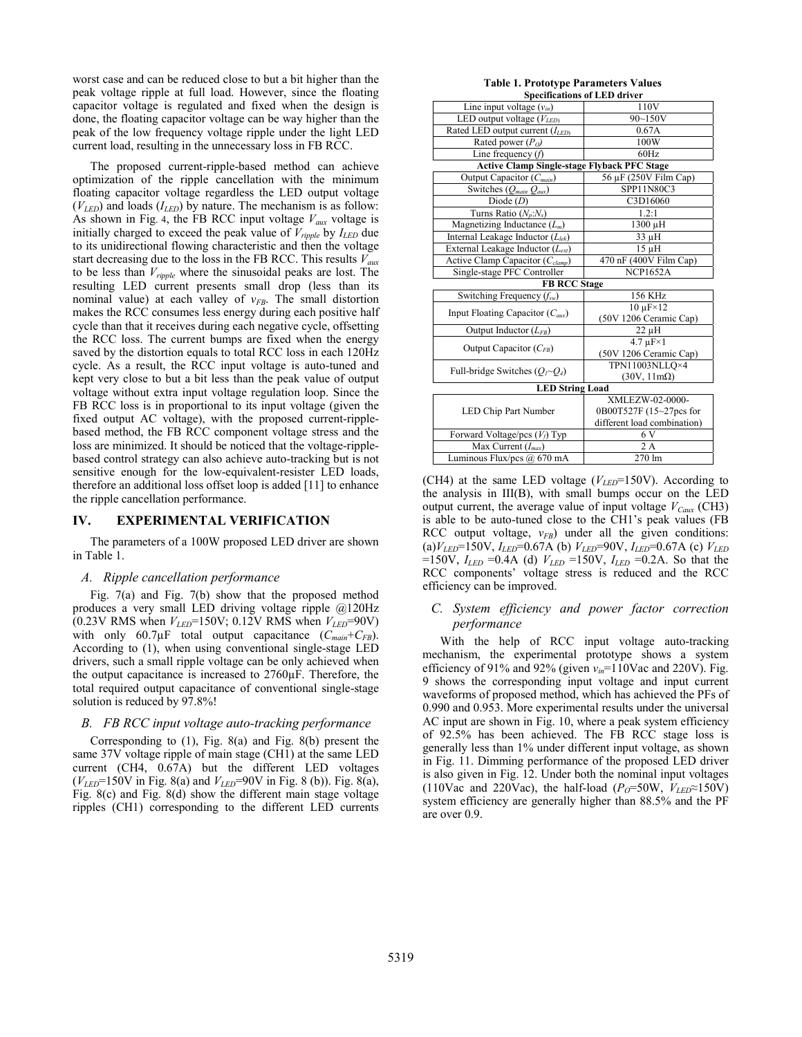worst case and can be reduced close to but a bit higher than the peak voltage ripple at full load. However, since the floating capacitor voltage is regulated and fixed when the design is done, the floating capacitor voltage can be way higher than the peak of the low frequency voltage ripple under the light LED current load, resulting in the unnecessary loss in FB RCC.

The proposed current-ripple-based method can achieve optimization of the ripple cancellation with the minimum floating capacitor voltage regardless the LED output voltage ($V_{LED}$) and loads ($I_{LED}$) by nature. The mechanism is as follow: As shown in Fig. 4, the FB RCC input voltage $V_{aux}$ voltage is initially charged to exceed the peak value of $V_{ripple}$ by $I_{LED}$ due to its unidirectional flowing characteristic and then the voltage start decreasing due to the loss in the FB RCC. This results $V_{aux}$ to be less than $V_{ripple}$ where the sinusoidal peaks are lost. The resulting LED current presents small drop (less than its nominal value) at each valley of $v_{FB}$. The small distortion makes the RCC consumes less energy during each positive half cycle than that it receives during each negative cycle, offsetting the RCC loss. The current bumps are fixed when the energy saved by the distortion equals to total RCC loss in each 120Hz cycle. As a result, the RCC input voltage is auto-tuned and kept very close to but a bit less than the peak value of output voltage without extra input voltage regulation loop. Since the FB RCC loss is in proportional to its input voltage (given the fixed output AC voltage), with the proposed current-ripple-based method, the FB RCC component voltage stress and the loss are minimized. It should be noticed that the voltage-ripple-based control strategy can also achieve auto-tracking but is not sensitive enough for the low-equivalent-resister LED loads, therefore an additional loss offset loop is added [11] to enhance the ripple cancellation performance.

## IV. EXPERIMENTAL VERIFICATION

The parameters of a 100W proposed LED driver are shown in Table 1.

### *A. Ripple cancellation performance*

Fig. 7(a) and Fig. 7(b) show that the proposed method produces a very small LED driving voltage ripple @120Hz (0.23V RMS when $V_{LED}$=150V; 0.12V RMS when $V_{LED}$=90V) with only 60.7μF total output capacitance ($C_{main}$+$C_{FB}$). According to (1), when using conventional single-stage LED drivers, such a small ripple voltage can be only achieved when the output capacitance is increased to 2760μF. Therefore, the total required output capacitance of conventional single-stage solution is reduced by 97.8%!

### *B. FB RCC input voltage auto-tracking performance*

Corresponding to (1), Fig. 8(a) and Fig. 8(b) present the same 37V voltage ripple of main stage (CH1) at the same LED current (CH4, 0.67A) but the different LED voltages ($V_{LED}$=150V in Fig. 8(a) and $V_{LED}$=90V in Fig. 8 (b)). Fig. 8(a), Fig. 8(c) and Fig. 8(d) show the different main stage voltage ripples (CH1) corresponding to the different LED currents (CH4) at the same LED voltage ($V_{LED}$=150V). According to the analysis in III(B), with small bumps occur on the LED output current, the average value of input voltage $V_{Caux}$ (CH3) is able to be auto-tuned close to the CH1's peak values (FB RCC output voltage, $v_{FB}$) under all the given conditions: (a)$V_{LED}$=150V, $I_{LED}$=0.67A (b) $V_{LED}$=90V, $I_{LED}$=0.67A (c) $V_{LED}$ =150V, $I_{LED}$ =0.4A (d) $V_{LED}$ =150V, $I_{LED}$ =0.2A. So that the RCC components' voltage stress is reduced and the RCC efficiency can be improved.

**Table 1. Prototype Parameters Values**

| Specifications of LED driver | |
|---|---|
| Line input voltage ($v_{in}$) | 110V |
| LED output voltage ($V_{LED}$) | 90~150V |
| Rated LED output current ($I_{LED}$) | 0.67A |
| Rated power ($P_O$) | 100W |
| Line frequency ($f$) | 60Hz |
| **Active Clamp Single-stage Flyback PFC Stage** | |
| Output Capacitor ($C_{main}$) | 56 μF (250V Film Cap) |
| Switches ($Q_{main}$ $Q_{aux}$) | SPP11N80C3 |
| Diode ($D$) | C3D16060 |
| Turns Ratio ($N_p$:$N_s$) | 1.2:1 |
| Magnetizing Inductance ($L_m$) | 1300 μH |
| Internal Leakage Inductor ($L_{lek}$) | 33 μH |
| External Leakage Inductor ($L_{ext}$) | 15 μH |
| Active Clamp Capacitor ($C_{clamp}$) | 470 nF (400V Film Cap) |
| Single-stage PFC Controller | NCP1652A |
| **FB RCC Stage** | |
| Switching Frequency ($f_{sw}$) | 156 KHz |
| Input Floating Capacitor ($C_{aux}$) | 10 μF×12 (50V 1206 Ceramic Cap) |
| Output Inductor ($L_{FB}$) | 22 μH |
| Output Capacitor ($C_{FB}$) | 4.7 μF×1 (50V 1206 Ceramic Cap) |
| Full-bridge Switches ($Q_1$~$Q_4$) | TPN11003NLLQ×4 (30V, 11mΩ) |
| **LED String Load** | |
| LED Chip Part Number | XMLEZW-02-0000-0B00T527F (15~27pcs for different load combination) |
| Forward Voltage/pcs ($V_f$) Typ | 6 V |
| Max Current ($I_{max}$) | 2 A |
| Luminous Flux/pcs @ 670 mA | 270 lm |

### *C. System efficiency and power factor correction performance*

With the help of RCC input voltage auto-tracking mechanism, the experimental prototype shows a system efficiency of 91% and 92% (given $v_{in}$=110Vac and 220V). Fig. 9 shows the corresponding input voltage and input current waveforms of proposed method, which has achieved the PFs of 0.990 and 0.953. More experimental results under the universal AC input are shown in Fig. 10, where a peak system efficiency of 92.5% has been achieved. The FB RCC stage loss is generally less than 1% under different input voltage, as shown in Fig. 11. Dimming performance of the proposed LED driver is also given in Fig. 12. Under both the nominal input voltages (110Vac and 220Vac), the half-load ($P_O$=50W, $V_{LED}$≈150V) system efficiency are generally higher than 88.5% and the PF are over 0.9.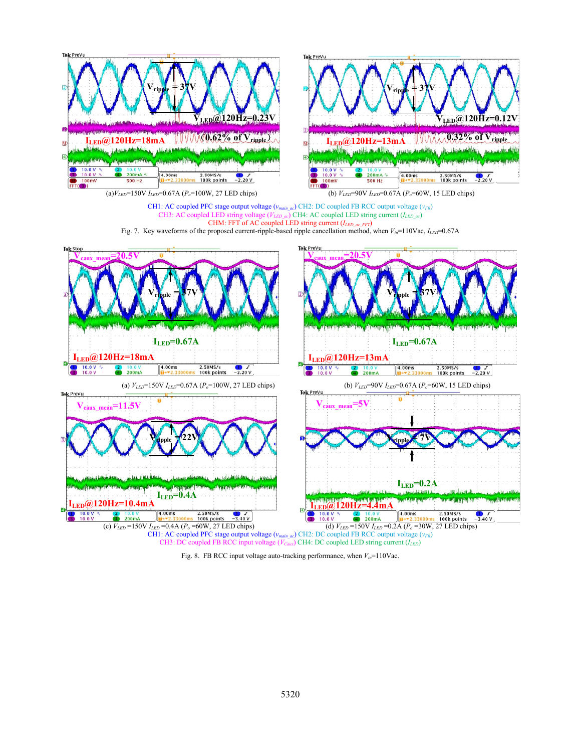(a) $V_{LED}$=150V $I_{LED}$=0.67A ($P_o$=100W, 27 LED chips)

(b) $V_{LED}$=90V $I_{LED}$=0.67A ($P_o$=60W, 15 LED chips)

CH1: AC coupled PFC stage output voltage ($v_{main\_ac}$) CH2: DC coupled FB RCC output voltage ($v_{FB}$)
CH3: AC coupled LED string voltage ($V_{LED\_ac}$) CH4: AC coupled LED string current ($I_{LED\_ac}$)
CHM: FFT of AC coupled LED string current ($I_{LED\_ac\_FFT}$)

Fig. 7. Key waveforms of the proposed current-ripple-based ripple cancellation method, when $V_{in}$=110Vac, $I_{LED}$=0.67A

(a) $V_{LED}$=150V $I_{LED}$=0.67A ($P_o$=100W, 27 LED chips)

(b) $V_{LED}$=90V $I_{LED}$=0.67A ($P_o$=60W, 15 LED chips)

(c) $V_{LED}$ =150V $I_{LED}$ =0.4A ($P_o$ =60W, 27 LED chips)

(d) $V_{LED}$ =150V $I_{LED}$ =0.2A ($P_o$ =30W, 27 LED chips)

CH1: AC coupled PFC stage output voltage ($v_{main\_ac}$) CH2: DC coupled FB RCC output voltage ($v_{FB}$)
CH3: DC coupled FB RCC input voltage ($V_{Caux}$) CH4: DC coupled LED string current ($I_{LED}$)

Fig. 8. FB RCC input voltage auto-tracking performance, when $V_{in}$=110Vac.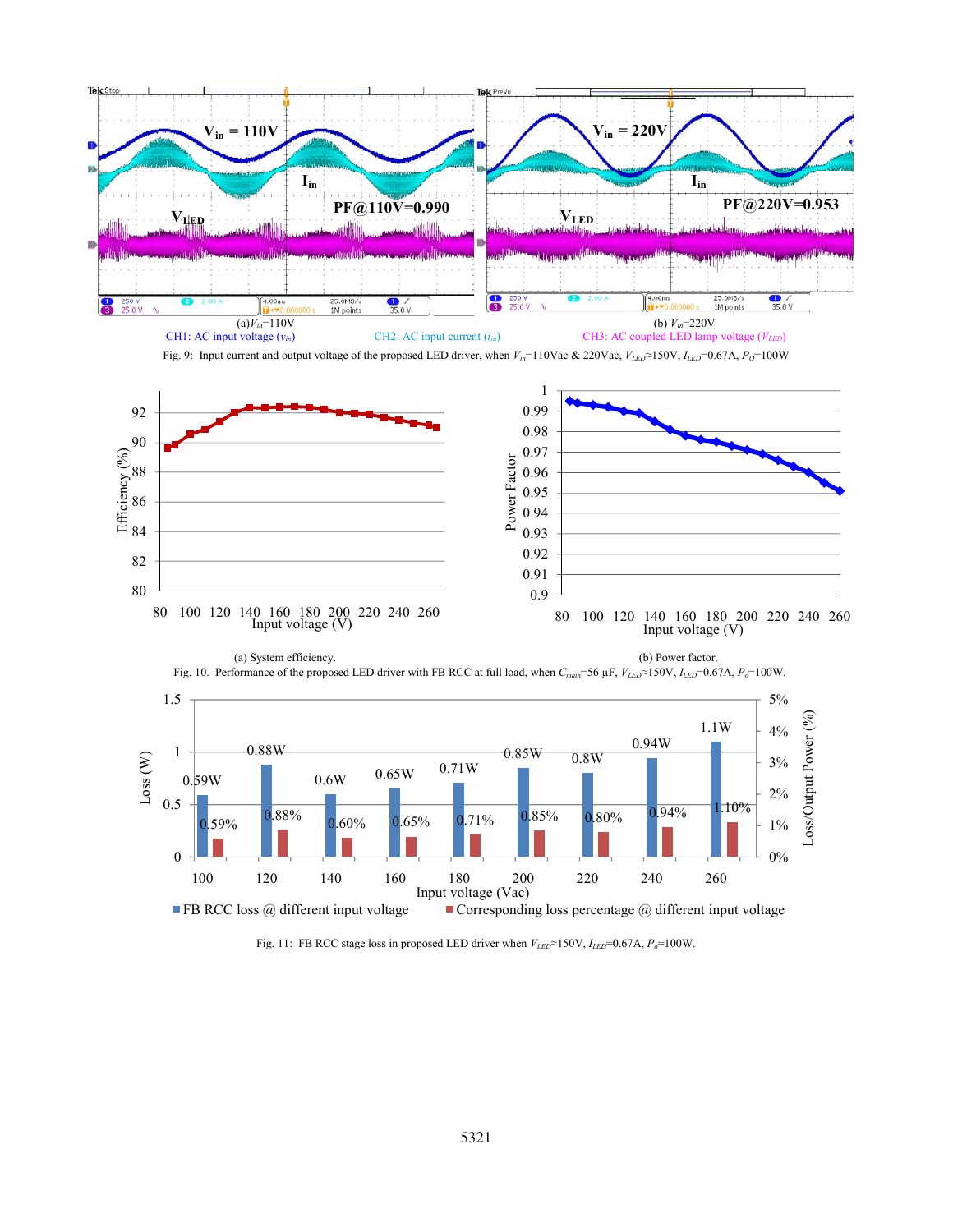(a) $V_{in}$=110V

(b) $V_{in}$=220V

CH1: AC input voltage ($v_{in}$) CH2: AC input current ($i_{in}$) CH3: AC coupled LED lamp voltage ($V_{LED}$)

Fig. 9: Input current and output voltage of the proposed LED driver, when $V_{in}$=110Vac & 220Vac, $V_{LED}$≈150V, $I_{LED}$=0.67A, $P_O$=100W

(a) System efficiency.

(b) Power factor.

Fig. 10. Performance of the proposed LED driver with FB RCC at full load, when $C_{main}$=56 µF, $V_{LED}$≈150V, $I_{LED}$=0.67A, $P_o$=100W.

Fig. 11: FB RCC stage loss in proposed LED driver when $V_{LED}$≈150V, $I_{LED}$=0.67A, $P_o$=100W.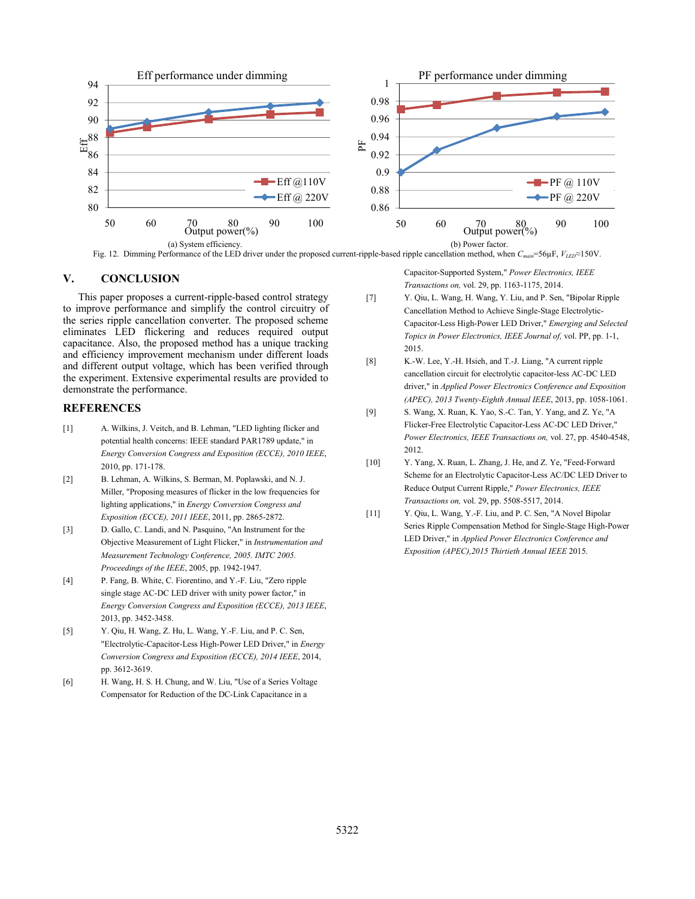Eff performance under dimming

94
92
90
88
86
84
82
80

Eff

50 60 70 80 90 100

Output power(%)

Eff @110V
Eff @ 220V

(a) System efficiency.

PF performance under dimming

1
0.98
0.96
0.94
0.92
0.9
0.88
0.86

PF

50 60 70 80 90 100

Output power(%)

PF @ 110V
PF @ 220V

(b) Power factor.

Fig. 12. Dimming Performance of the LED driver under the proposed current-ripple-based ripple cancellation method, when $C_{main}$=56μF, $V_{LED}$≈150V.

## V. CONCLUSION

This paper proposes a current-ripple-based control strategy to improve performance and simplify the control circuitry of the series ripple cancellation converter. The proposed scheme eliminates LED flickering and reduces required output capacitance. Also, the proposed method has a unique tracking and efficiency improvement mechanism under different loads and different output voltage, which has been verified through the experiment. Extensive experimental results are provided to demonstrate the performance.

## REFERENCES

[1] A. Wilkins, J. Veitch, and B. Lehman, "LED lighting flicker and potential health concerns: IEEE standard PAR1789 update," in *Energy Conversion Congress and Exposition (ECCE), 2010 IEEE*, 2010, pp. 171-178.

[2] B. Lehman, A. Wilkins, S. Berman, M. Poplawski, and N. J. Miller, "Proposing measures of flicker in the low frequencies for lighting applications," in *Energy Conversion Congress and Exposition (ECCE), 2011 IEEE*, 2011, pp. 2865-2872.

[3] D. Gallo, C. Landi, and N. Pasquino, "An Instrument for the Objective Measurement of Light Flicker," in *Instrumentation and Measurement Technology Conference, 2005. IMTC 2005. Proceedings of the IEEE*, 2005, pp. 1942-1947.

[4] P. Fang, B. White, C. Fiorentino, and Y.-F. Liu, "Zero ripple single stage AC-DC LED driver with unity power factor," in *Energy Conversion Congress and Exposition (ECCE), 2013 IEEE*, 2013, pp. 3452-3458.

[5] Y. Qiu, H. Wang, Z. Hu, L. Wang, Y.-F. Liu, and P. C. Sen, "Electrolytic-Capacitor-Less High-Power LED Driver," in *Energy Conversion Congress and Exposition (ECCE), 2014 IEEE*, 2014, pp. 3612-3619.

[6] H. Wang, H. S. H. Chung, and W. Liu, "Use of a Series Voltage Compensator for Reduction of the DC-Link Capacitance in a Capacitor-Supported System," *Power Electronics, IEEE Transactions on,* vol. 29, pp. 1163-1175, 2014.

[7] Y. Qiu, L. Wang, H. Wang, Y. Liu, and P. Sen, "Bipolar Ripple Cancellation Method to Achieve Single-Stage Electrolytic-Capacitor-Less High-Power LED Driver," *Emerging and Selected Topics in Power Electronics, IEEE Journal of,* vol. PP, pp. 1-1, 2015.

[8] K.-W. Lee, Y.-H. Hsieh, and T.-J. Liang, "A current ripple cancellation circuit for electrolytic capacitor-less AC-DC LED driver," in *Applied Power Electronics Conference and Exposition (APEC), 2013 Twenty-Eighth Annual IEEE*, 2013, pp. 1058-1061.

[9] S. Wang, X. Ruan, K. Yao, S.-C. Tan, Y. Yang, and Z. Ye, "A Flicker-Free Electrolytic Capacitor-Less AC-DC LED Driver," *Power Electronics, IEEE Transactions on,* vol. 27, pp. 4540-4548, 2012.

[10] Y. Yang, X. Ruan, L. Zhang, J. He, and Z. Ye, "Feed-Forward Scheme for an Electrolytic Capacitor-Less AC/DC LED Driver to Reduce Output Current Ripple," *Power Electronics, IEEE Transactions on,* vol. 29, pp. 5508-5517, 2014.

[11] Y. Qiu, L. Wang, Y.-F. Liu, and P. C. Sen, "A Novel Bipolar Series Ripple Compensation Method for Single-Stage High-Power LED Driver," in *Applied Power Electronics Conference and Exposition (APEC),2015 Thirtieth Annual IEEE* 2015.